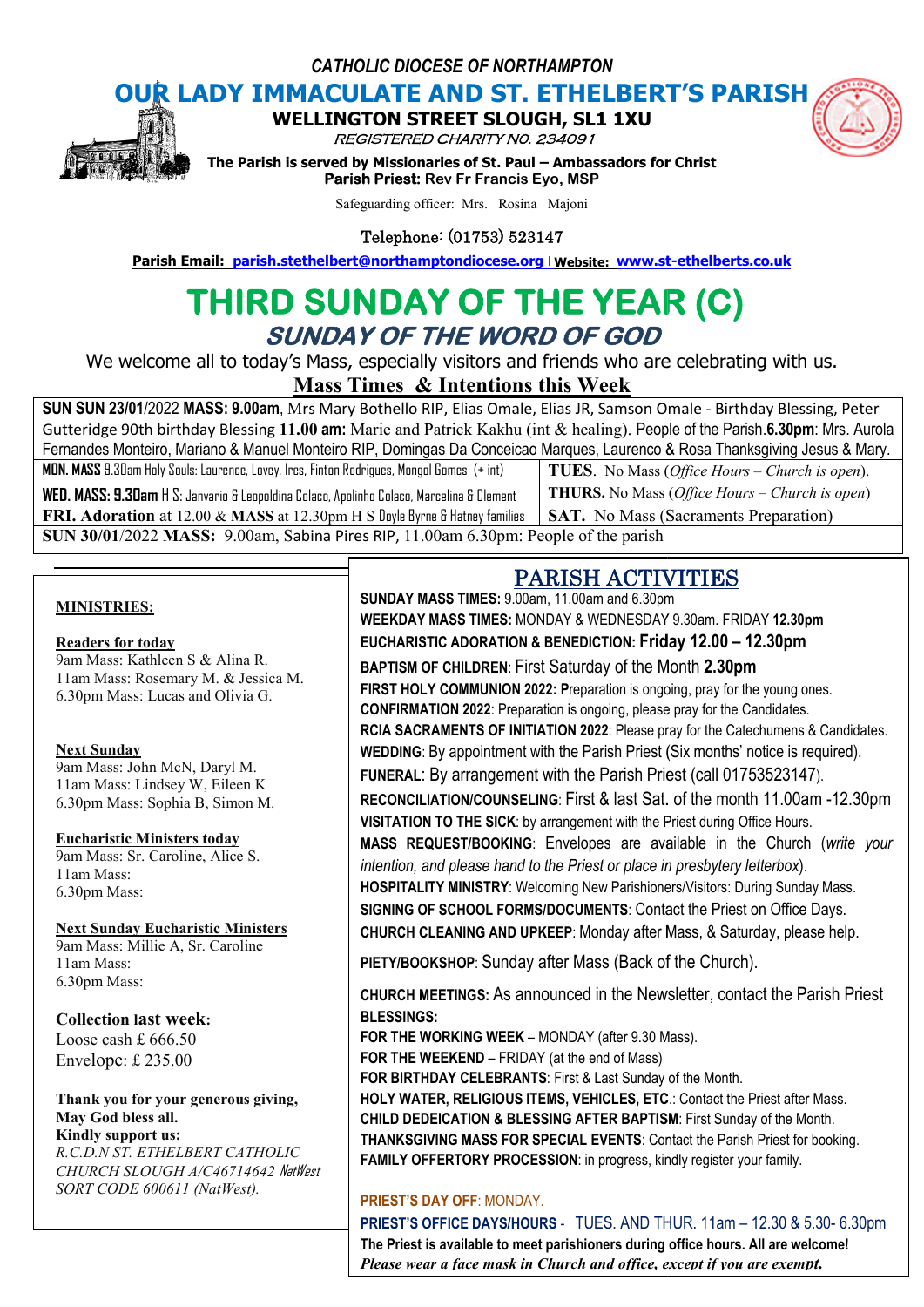*CATHOLIC DIOCESE OF NORTHAMPTON*

# OUR LADY IMMACULATE AND ST. ETHELBERT'S PARISH

**WELLINGTON STREET SLOUGH, SL1 1XU**

*REGISTERED CHARITY NO. 234091*

**The Parish is served by Missionaries of St. Paul – Ambassadors for Christ**
**Parish Priest:** Rev Fr Francis Eyo, MSP

Safeguarding officer: Mrs. Rosina Majoni

Telephone: (01753) 523147

**Parish Email: parish.stethelbert@northamptondiocese.org | Website: www.st-ethelberts.co.uk**

# THIRD SUNDAY OF THE YEAR (C)

## *SUNDAY OF THE WORD OF GOD*

We welcome all to today's Mass, especially visitors and friends who are celebrating with us.

## Mass Times & Intentions this Week

| | |
|---|---|
| **SUN SUN 23/01**/2022 **MASS: 9.00am**, Mrs Mary Bothello RIP, Elias Omale, Elias JR, Samson Omale - Birthday Blessing, Peter Gutteridge 90th birthday Blessing **11.00 am:** Marie and Patrick Kakhu (int & healing). People of the Parish.**6.30pm**: Mrs. Aurola Fernandes Monteiro, Mariano & Manuel Monteiro RIP, Domingas Da Conceicao Marques, Laurenco & Rosa Thanksgiving Jesus & Mary. | |
| **MON. MASS** 9.30am Holy Souls: Laurence, Lovey, Ires, Finton Rodrigues, Mongol Gomes (+ int) | **TUES.** No Mass (*Office Hours – Church is open*). |
| **WED. MASS: 9.30am** H S: Janvario & Leopoldina Colaco, Apolinho Colaco, Marcelina & Clement | **THURS.** No Mass (*Office Hours – Church is open*) |
| **FRI. Adoration** at 12.00 & **MASS** at 12.30pm H S Doyle Byrne & Hatney families | **SAT.** No Mass (Sacraments Preparation) |
| **SUN 30/01**/2022 **MASS:** 9.00am, Sabina Pires RIP, 11.00am 6.30pm: People of the parish | |

### MINISTRIES:

**Readers for today**
9am Mass: Kathleen S & Alina R.
11am Mass: Rosemary M. & Jessica M.
6.30pm Mass: Lucas and Olivia G.

**Next Sunday**
9am Mass: John McN, Daryl M.
11am Mass: Lindsey W, Eileen K
6.30pm Mass: Sophia B, Simon M.

**Eucharistic Ministers today**
9am Mass: Sr. Caroline, Alice S.
11am Mass:
6.30pm Mass:

**Next Sunday Eucharistic Ministers**
9am Mass: Millie A, Sr. Caroline
11am Mass:
6.30pm Mass:

**Collection last week:**
Loose cash £ 666.50
Envelope: £ 235.00

**Thank you for your generous giving,**
**May God bless all.**
**Kindly support us:**
*R.C.D.N ST. ETHELBERT CATHOLIC CHURCH SLOUGH A/C46714642 NatWest SORT CODE 600611 (NatWest).*

## PARISH ACTIVITIES

**SUNDAY MASS TIMES:** 9.00am, 11.00am and 6.30pm

**WEEKDAY MASS TIMES:** MONDAY & WEDNESDAY 9.30am. FRIDAY **12.30pm**

**EUCHARISTIC ADORATION & BENEDICTION: Friday 12.00 – 12.30pm**

**BAPTISM OF CHILDREN**: First Saturday of the Month **2.30pm**

**FIRST HOLY COMMUNION 2022:** Preparation is ongoing, pray for the young ones.

**CONFIRMATION 2022**: Preparation is ongoing, please pray for the Candidates.

**RCIA SACRAMENTS OF INITIATION 2022**: Please pray for the Catechumens & Candidates.

**WEDDING**: By appointment with the Parish Priest (Six months' notice is required).

**FUNERAL**: By arrangement with the Parish Priest (call 01753523147).

**RECONCILIATION/COUNSELING**: First & last Sat. of the month 11.00am -12.30pm

**VISITATION TO THE SICK**: by arrangement with the Priest during Office Hours.

**MASS REQUEST/BOOKING**: Envelopes are available in the Church (*write your intention, and please hand to the Priest or place in presbytery letterbox*).

**HOSPITALITY MINISTRY**: Welcoming New Parishioners/Visitors: During Sunday Mass.

**SIGNING OF SCHOOL FORMS/DOCUMENTS**: Contact the Priest on Office Days.

**CHURCH CLEANING AND UPKEEP**: Monday after Mass, & Saturday, please help.

**PIETY/BOOKSHOP**: Sunday after Mass (Back of the Church).

**CHURCH MEETINGS:** As announced in the Newsletter, contact the Parish Priest

**BLESSINGS:**

**FOR THE WORKING WEEK** – MONDAY (after 9.30 Mass).

**FOR THE WEEKEND** – FRIDAY (at the end of Mass)

**FOR BIRTHDAY CELEBRANTS**: First & Last Sunday of the Month.

**HOLY WATER, RELIGIOUS ITEMS, VEHICLES, ETC.**: Contact the Priest after Mass.

**CHILD DEDEICATION & BLESSING AFTER BAPTISM**: First Sunday of the Month.

**THANKSGIVING MASS FOR SPECIAL EVENTS**: Contact the Parish Priest for booking.

**FAMILY OFFERTORY PROCESSION**: in progress, kindly register your family.

**PRIEST'S DAY OFF**: MONDAY.

**PRIEST'S OFFICE DAYS/HOURS** - TUES. AND THUR. 11am – 12.30 & 5.30- 6.30pm

**The Priest is available to meet parishioners during office hours. All are welcome!**

***Please wear a face mask in Church and office, except if you are exempt.***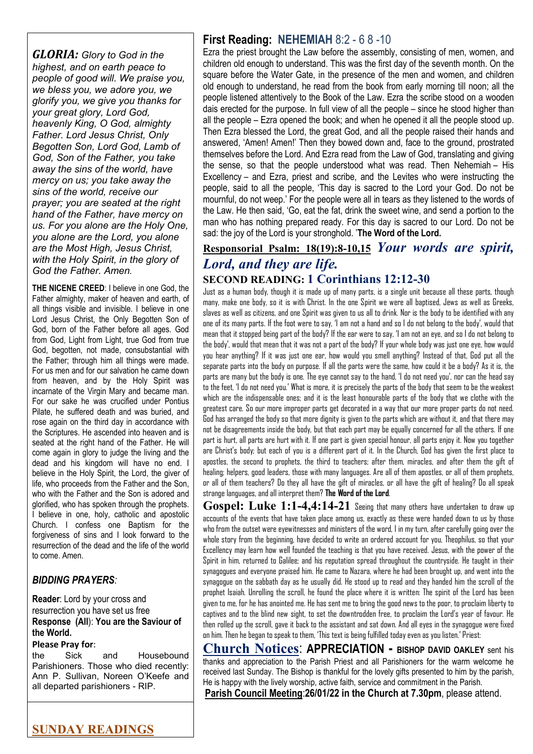*GLORIA: Glory to God in the highest, and on earth peace to people of good will. We praise you, we bless you, we adore you, we glorify you, we give you thanks for your great glory, Lord God, heavenly King, O God, almighty Father. Lord Jesus Christ, Only Begotten Son, Lord God, Lamb of God, Son of the Father, you take away the sins of the world, have mercy on us; you take away the sins of the world, receive our prayer; you are seated at the right hand of the Father, have mercy on us. For you alone are the Holy One, you alone are the Lord, you alone are the Most High, Jesus Christ, with the Holy Spirit, in the glory of God the Father. Amen.*

**THE NICENE CREED**: I believe in one God, the Father almighty, maker of heaven and earth, of all things visible and invisible. I believe in one Lord Jesus Christ, the Only Begotten Son of God, born of the Father before all ages. God from God, Light from Light, true God from true God, begotten, not made, consubstantial with the Father; through him all things were made. For us men and for our salvation he came down from heaven, and by the Holy Spirit was incarnate of the Virgin Mary and became man. For our sake he was crucified under Pontius Pilate, he suffered death and was buried, and rose again on the third day in accordance with the Scriptures. He ascended into heaven and is seated at the right hand of the Father. He will come again in glory to judge the living and the dead and his kingdom will have no end. I believe in the Holy Spirit, the Lord, the giver of life, who proceeds from the Father and the Son, who with the Father and the Son is adored and glorified, who has spoken through the prophets. I believe in one, holy, catholic and apostolic Church. I confess one Baptism for the forgiveness of sins and I look forward to the resurrection of the dead and the life of the world to come. Amen.

### *BIDDING PRAYERS:*

**Reader**: Lord by your cross and resurrection you have set us free
**Response (All): You are the Saviour of the World.**

**Please Pray for**:
the Sick and Housebound Parishioners. Those who died recently: Ann P. Sullivan, Noreen O'Keefe and all departed parishioners - RIP.

## SUNDAY READINGS

### First Reading: NEHEMIAH 8:2 - 6 8 -10

Ezra the priest brought the Law before the assembly, consisting of men, women, and children old enough to understand. This was the first day of the seventh month. On the square before the Water Gate, in the presence of the men and women, and children old enough to understand, he read from the book from early morning till noon; all the people listened attentively to the Book of the Law. Ezra the scribe stood on a wooden dais erected for the purpose. In full view of all the people – since he stood higher than all the people – Ezra opened the book; and when he opened it all the people stood up. Then Ezra blessed the Lord, the great God, and all the people raised their hands and answered, 'Amen! Amen!' Then they bowed down and, face to the ground, prostrated themselves before the Lord. And Ezra read from the Law of God, translating and giving the sense, so that the people understood what was read. Then Nehemiah – His Excellency – and Ezra, priest and scribe, and the Levites who were instructing the people, said to all the people, 'This day is sacred to the Lord your God. Do not be mournful, do not weep.' For the people were all in tears as they listened to the words of the Law. He then said, 'Go, eat the fat, drink the sweet wine, and send a portion to the man who has nothing prepared ready. For this day is sacred to our Lord. Do not be sad: the joy of the Lord is your stronghold. '**The Word of the Lord.**

### Responsorial Psalm: 18(19):8-10,15 *Your words are spirit, Lord, and they are life.*

### SECOND READING: 1 Corinthians 12:12-30

Just as a human body, though it is made up of many parts, is a single unit because all these parts, though many, make one body, so it is with Christ. In the one Spirit we were all baptised, Jews as well as Greeks, slaves as well as citizens, and one Spirit was given to us all to drink. Nor is the body to be identified with any one of its many parts. If the foot were to say, 'I am not a hand and so I do not belong to the body', would that mean that it stopped being part of the body? If the ear were to say, 'I am not an eye, and so I do not belong to the body', would that mean that it was not a part of the body? If your whole body was just one eye, how would you hear anything? If it was just one ear, how would you smell anything? Instead of that, God put all the separate parts into the body on purpose. If all the parts were the same, how could it be a body? As it is, the parts are many but the body is one. The eye cannot say to the hand, 'I do not need you', nor can the head say to the feet, 'I do not need you.' What is more, it is precisely the parts of the body that seem to be the weakest which are the indispensable ones; and it is the least honourable parts of the body that we clothe with the greatest care. So our more improper parts get decorated in a way that our more proper parts do not need. God has arranged the body so that more dignity is given to the parts which are without it, and that there may not be disagreements inside the body, but that each part may be equally concerned for all the others. If one part is hurt, all parts are hurt with it. If one part is given special honour, all parts enjoy it. Now you together are Christ's body; but each of you is a different part of it. In the Church, God has given the first place to apostles, the second to prophets, the third to teachers; after them, miracles, and after them the gift of healing; helpers, good leaders, those with many languages. Are all of them apostles, or all of them prophets, or all of them teachers? Do they all have the gift of miracles, or all have the gift of healing? Do all speak strange languages, and all interpret them? **The Word of the Lord**.

**Gospel: Luke 1:1-4,4:14-21** Seeing that many others have undertaken to draw up accounts of the events that have taken place among us, exactly as these were handed down to us by those who from the outset were eyewitnesses and ministers of the word, I in my turn, after carefully going over the whole story from the beginning, have decided to write an ordered account for you, Theophilus, so that your Excellency may learn how well founded the teaching is that you have received. Jesus, with the power of the Spirit in him, returned to Galilee; and his reputation spread throughout the countryside. He taught in their synagogues and everyone praised him. He came to Nazara, where he had been brought up, and went into the synagogue on the sabbath day as he usually did. He stood up to read and they handed him the scroll of the prophet Isaiah. Unrolling the scroll, he found the place where it is written: The spirit of the Lord has been given to me, for he has anointed me. He has sent me to bring the good news to the poor, to proclaim liberty to captives and to the blind new sight, to set the downtrodden free, to proclaim the Lord's year of favour. He then rolled up the scroll, gave it back to the assistant and sat down. And all eyes in the synagogue were fixed on him. Then he began to speak to them, 'This text is being fulfilled today even as you listen.' Priest:

**Church Notices**: **APPRECIATION - BISHOP DAVID OAKLEY** sent his thanks and appreciation to the Parish Priest and all Parishioners for the warm welcome he received last Sunday. The Bishop is thankful for the lovely gifts presented to him by the parish, He is happy with the lively worship, active faith, service and commitment in the Parish.

**Parish Council Meeting**:**26/01/22 in the Church at 7.30pm**, please attend.